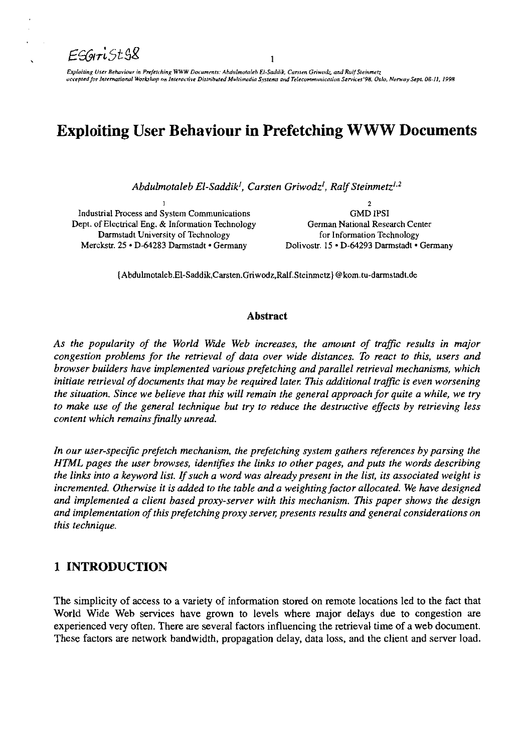# Exploiting User Behaviour in Prefetching WWW Documents

*Abdulmotaleb El-Saddik[1], Carsten Griwodz[1], Ralf Steinmetz[1,2]*

1
Industrial Process and System Communications
Dept. of Electrical Eng. & Information Technology
Darmstadt University of Technology
Merckstr. 25 • D-64283 Darmstadt • Germany

2
GMD IPSI
German National Research Center
for Information Technology
Dolivostr. 15 • D-64293 Darmstadt • Germany

{Abdulmotaleb.El-Saddik,Carsten.Griwodz,Ralf.Steinmetz}@kom.tu-darmstadt.de

## Abstract

*As the popularity of the World Wide Web increases, the amount of traffic results in major congestion problems for the retrieval of data over wide distances. To react to this, users and browser builders have implemented various prefetching and parallel retrieval mechanisms, which initiate retrieval of documents that may be required later. This additional traffic is even worsening the situation. Since we believe that this will remain the general approach for quite a while, we try to make use of the general technique but try to reduce the destructive effects by retrieving less content which remains finally unread.*

*In our user-specific prefetch mechanism, the prefetching system gathers references by parsing the HTML pages the user browses, identifies the links to other pages, and puts the words describing the links into a keyword list. If such a word was already present in the list, its associated weight is incremented. Otherwise it is added to the table and a weighting factor allocated. We have designed and implemented a client based proxy-server with this mechanism. This paper shows the design and implementation of this prefetching proxy server, presents results and general considerations on this technique.*

## 1 INTRODUCTION

The simplicity of access to a variety of information stored on remote locations led to the fact that World Wide Web services have grown to levels where major delays due to congestion are experienced very often. There are several factors influencing the retrieval time of a web document. These factors are network bandwidth, propagation delay, data loss, and the client and server load.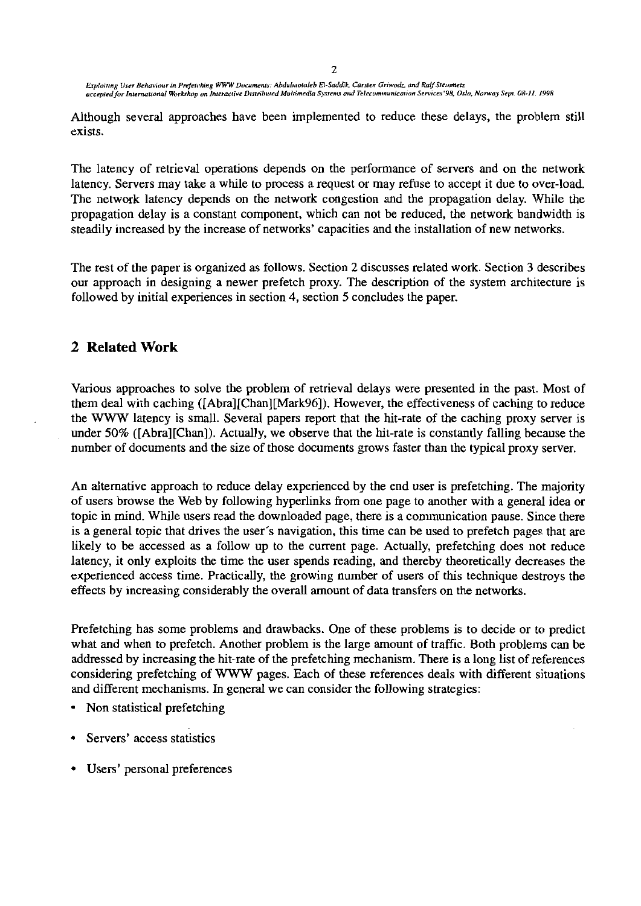Although several approaches have been implemented to reduce these delays, the problem still exists.

The latency of retrieval operations depends on the performance of servers and on the network latency. Servers may take a while to process a request or may refuse to accept it due to over-load. The network latency depends on the network congestion and the propagation delay. While the propagation delay is a constant component, which can not be reduced, the network bandwidth is steadily increased by the increase of networks' capacities and the installation of new networks.

The rest of the paper is organized as follows. Section 2 discusses related work. Section 3 describes our approach in designing a newer prefetch proxy. The description of the system architecture is followed by initial experiences in section 4, section 5 concludes the paper.

## 2 Related Work

Various approaches to solve the problem of retrieval delays were presented in the past. Most of them deal with caching ([Abra][Chan][Mark96]). However, the effectiveness of caching to reduce the WWW latency is small. Several papers report that the hit-rate of the caching proxy server is under 50% ([Abra][Chan]). Actually, we observe that the hit-rate is constantly falling because the number of documents and the size of those documents grows faster than the typical proxy server.

An alternative approach to reduce delay experienced by the end user is prefetching. The majority of users browse the Web by following hyperlinks from one page to another with a general idea or topic in mind. While users read the downloaded page, there is a communication pause. Since there is a general topic that drives the user's navigation, this time can be used to prefetch pages that are likely to be accessed as a follow up to the current page. Actually, prefetching does not reduce latency, it only exploits the time the user spends reading, and thereby theoretically decreases the experienced access time. Practically, the growing number of users of this technique destroys the effects by increasing considerably the overall amount of data transfers on the networks.

Prefetching has some problems and drawbacks. One of these problems is to decide or to predict what and when to prefetch. Another problem is the large amount of traffic. Both problems can be addressed by increasing the hit-rate of the prefetching mechanism. There is a long list of references considering prefetching of WWW pages. Each of these references deals with different situations and different mechanisms. In general we can consider the following strategies:

- Non statistical prefetching
- Servers' access statistics
- Users' personal preferences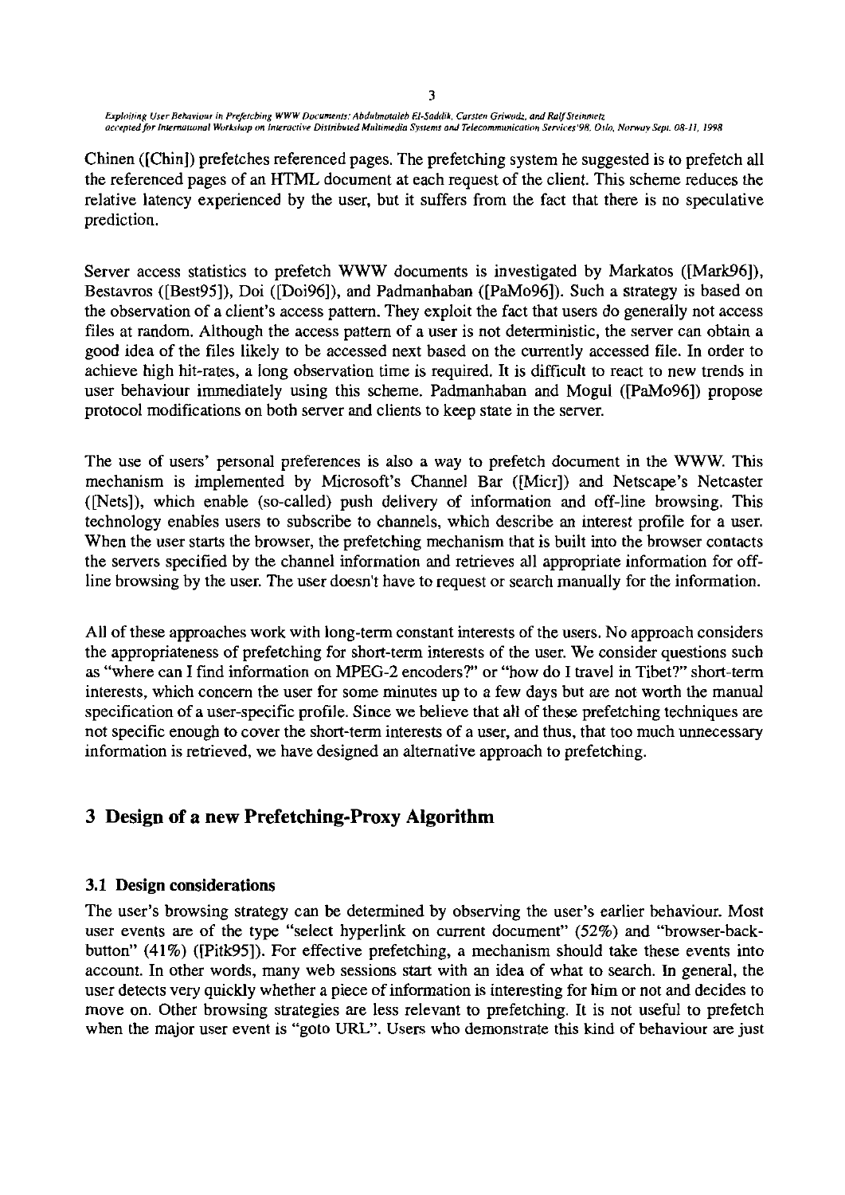Chinen ([Chin]) prefetches referenced pages. The prefetching system he suggested is to prefetch all the referenced pages of an HTML document at each request of the client. This scheme reduces the relative latency experienced by the user, but it suffers from the fact that there is no speculative prediction.

Server access statistics to prefetch WWW documents is investigated by Markatos ([Mark96]), Bestavros ([Best95]), Doi ([Doi96]), and Padmanhaban ([PaMo96]). Such a strategy is based on the observation of a client's access pattern. They exploit the fact that users do generally not access files at random. Although the access pattern of a user is not deterministic, the server can obtain a good idea of the files likely to be accessed next based on the currently accessed file. In order to achieve high hit-rates, a long observation time is required. It is difficult to react to new trends in user behaviour immediately using this scheme. Padmanhaban and Mogul ([PaMo96]) propose protocol modifications on both server and clients to keep state in the server.

The use of users' personal preferences is also a way to prefetch document in the WWW. This mechanism is implemented by Microsoft's Channel Bar ([Micr]) and Netscape's Netcaster ([Nets]), which enable (so-called) push delivery of information and off-line browsing. This technology enables users to subscribe to channels, which describe an interest profile for a user. When the user starts the browser, the prefetching mechanism that is built into the browser contacts the servers specified by the channel information and retrieves all appropriate information for off-line browsing by the user. The user doesn't have to request or search manually for the information.

All of these approaches work with long-term constant interests of the users. No approach considers the appropriateness of prefetching for short-term interests of the user. We consider questions such as "where can I find information on MPEG-2 encoders?" or "how do I travel in Tibet?" short-term interests, which concern the user for some minutes up to a few days but are not worth the manual specification of a user-specific profile. Since we believe that all of these prefetching techniques are not specific enough to cover the short-term interests of a user, and thus, that too much unnecessary information is retrieved, we have designed an alternative approach to prefetching.

## 3 Design of a new Prefetching-Proxy Algorithm

### 3.1 Design considerations

The user's browsing strategy can be determined by observing the user's earlier behaviour. Most user events are of the type "select hyperlink on current document" (52%) and "browser-back-button" (41%) ([Pitk95]). For effective prefetching, a mechanism should take these events into account. In other words, many web sessions start with an idea of what to search. In general, the user detects very quickly whether a piece of information is interesting for him or not and decides to move on. Other browsing strategies are less relevant to prefetching. It is not useful to prefetch when the major user event is "goto URL". Users who demonstrate this kind of behaviour are just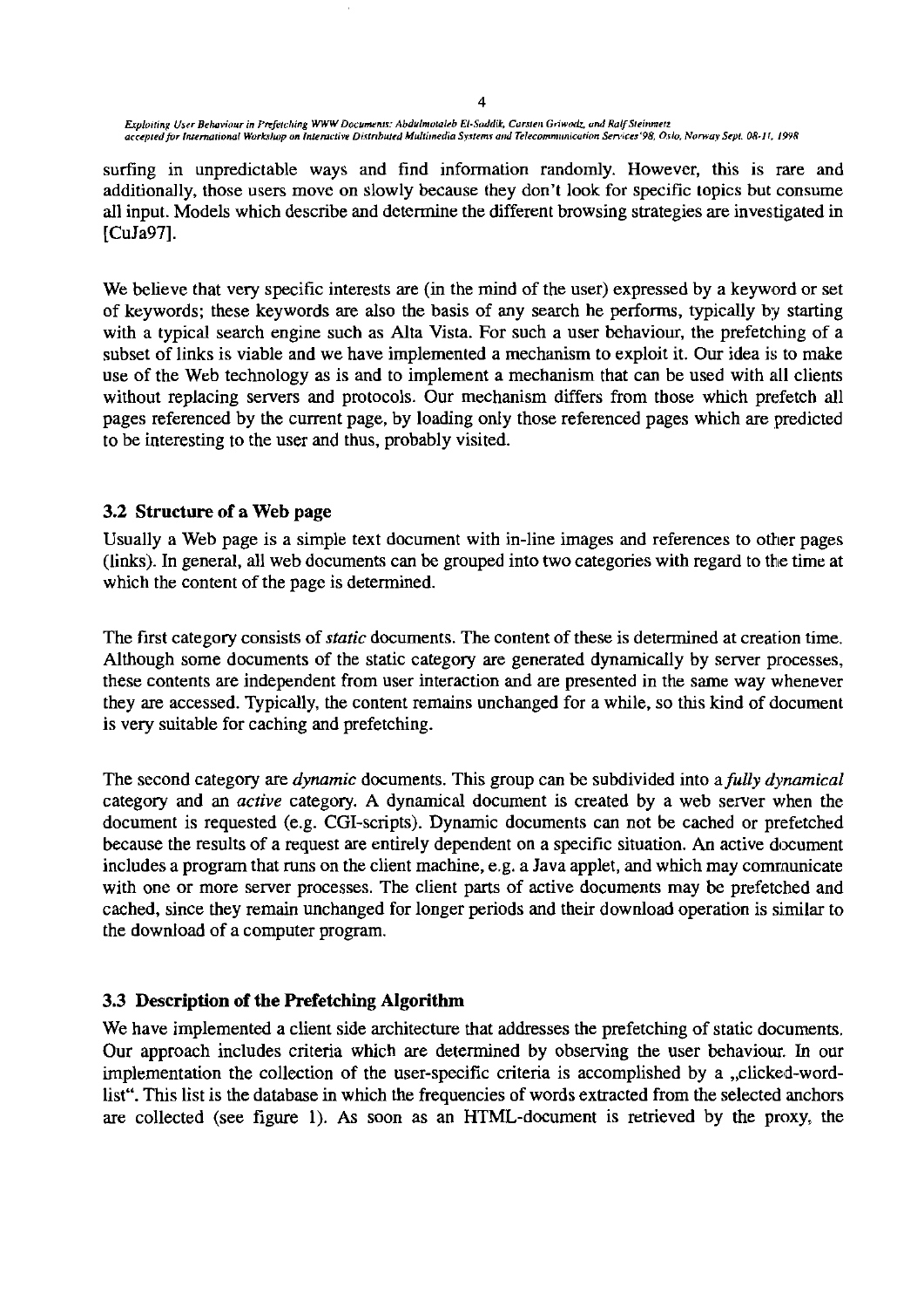surfing in unpredictable ways and find information randomly. However, this is rare and additionally, those users move on slowly because they don't look for specific topics but consume all input. Models which describe and determine the different browsing strategies are investigated in [CuJa97].

We believe that very specific interests are (in the mind of the user) expressed by a keyword or set of keywords; these keywords are also the basis of any search he performs, typically by starting with a typical search engine such as Alta Vista. For such a user behaviour, the prefetching of a subset of links is viable and we have implemented a mechanism to exploit it. Our idea is to make use of the Web technology as is and to implement a mechanism that can be used with all clients without replacing servers and protocols. Our mechanism differs from those which prefetch all pages referenced by the current page, by loading only those referenced pages which are predicted to be interesting to the user and thus, probably visited.

### 3.2 Structure of a Web page

Usually a Web page is a simple text document with in-line images and references to other pages (links). In general, all web documents can be grouped into two categories with regard to the time at which the content of the page is determined.

The first category consists of *static* documents. The content of these is determined at creation time. Although some documents of the static category are generated dynamically by server processes, these contents are independent from user interaction and are presented in the same way whenever they are accessed. Typically, the content remains unchanged for a while, so this kind of document is very suitable for caching and prefetching.

The second category are *dynamic* documents. This group can be subdivided into a *fully dynamical* category and an *active* category. A dynamical document is created by a web server when the document is requested (e.g. CGI-scripts). Dynamic documents can not be cached or prefetched because the results of a request are entirely dependent on a specific situation. An active document includes a program that runs on the client machine, e.g. a Java applet, and which may communicate with one or more server processes. The client parts of active documents may be prefetched and cached, since they remain unchanged for longer periods and their download operation is similar to the download of a computer program.

### 3.3 Description of the Prefetching Algorithm

We have implemented a client side architecture that addresses the prefetching of static documents. Our approach includes criteria which are determined by observing the user behaviour. In our implementation the collection of the user-specific criteria is accomplished by a „clicked-word-list". This list is the database in which the frequencies of words extracted from the selected anchors are collected (see figure 1). As soon as an HTML-document is retrieved by the proxy, the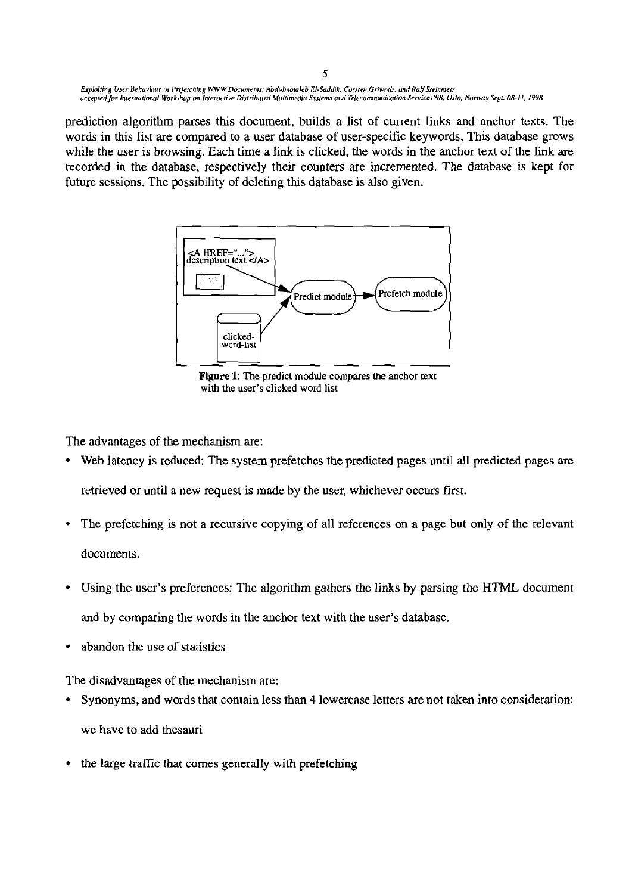prediction algorithm parses this document, builds a list of current links and anchor texts. The words in this list are compared to a user database of user-specific keywords. This database grows while the user is browsing. Each time a link is clicked, the words in the anchor text of the link are recorded in the database, respectively their counters are incremented. The database is kept for future sessions. The possibility of deleting this database is also given.

**Figure 1**: The predict module compares the anchor text with the user's clicked word list

The advantages of the mechanism are:

- Web latency is reduced: The system prefetches the predicted pages until all predicted pages are retrieved or until a new request is made by the user, whichever occurs first.
- The prefetching is not a recursive copying of all references on a page but only of the relevant documents.
- Using the user's preferences: The algorithm gathers the links by parsing the HTML document and by comparing the words in the anchor text with the user's database.
- abandon the use of statistics

The disadvantages of the mechanism are:

- Synonyms, and words that contain less than 4 lowercase letters are not taken into consideration: we have to add thesauri
- the large traffic that comes generally with prefetching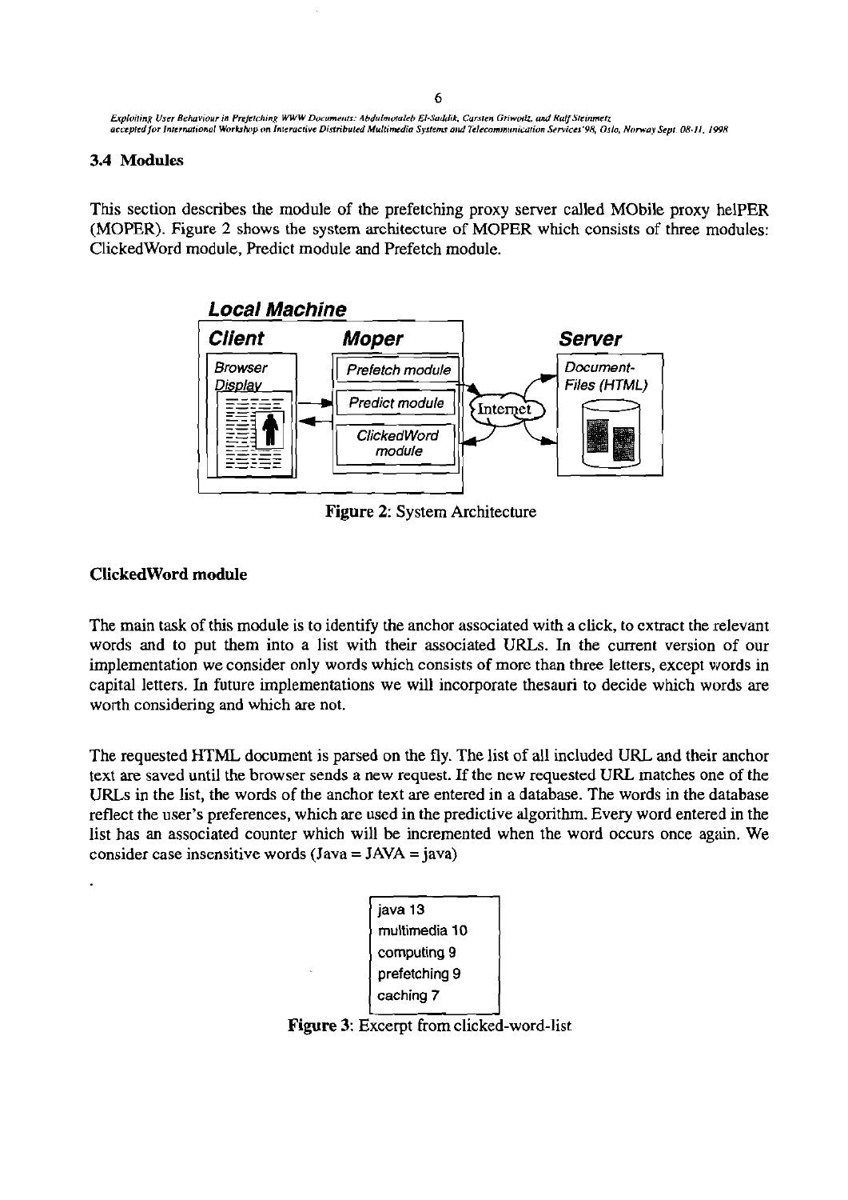### 3.4 Modules

This section describes the module of the prefetching proxy server called MObile proxy helPER (MOPER). Figure 2 shows the system architecture of MOPER which consists of three modules: ClickedWord module, Predict module and Prefetch module.

Figure 2: System Architecture

#### ClickedWord module

The main task of this module is to identify the anchor associated with a click, to extract the relevant words and to put them into a list with their associated URLs. In the current version of our implementation we consider only words which consists of more than three letters, except words in capital letters. In future implementations we will incorporate thesauri to decide which words are worth considering and which are not.

The requested HTML document is parsed on the fly. The list of all included URL and their anchor text are saved until the browser sends a new request. If the new requested URL matches one of the URLs in the list, the words of the anchor text are entered in a database. The words in the database reflect the user's preferences, which are used in the predictive algorithm. Every word entered in the list has an associated counter which will be incremented when the word occurs once again. We consider case insensitive words (Java = JAVA = java)

```
java 13
multimedia 10
computing 9
prefetching 9
caching 7
```

Figure 3: Excerpt from clicked-word-list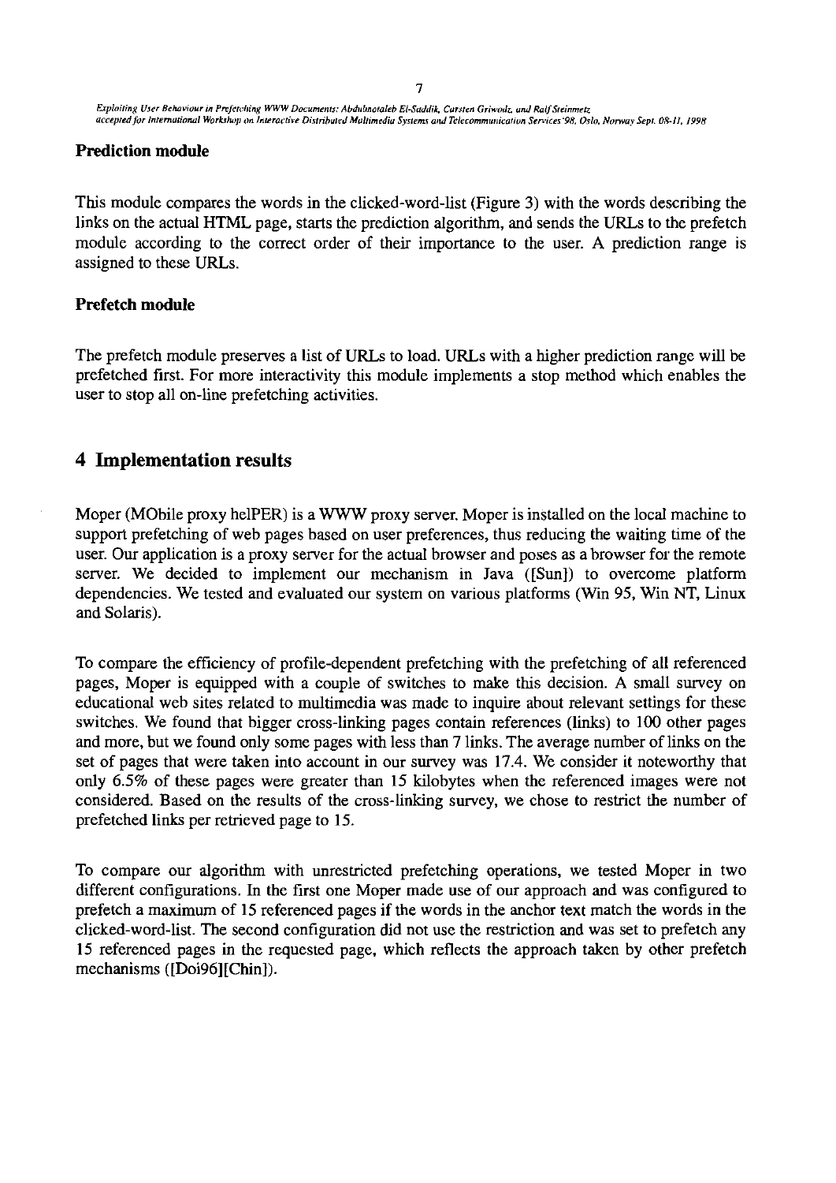### Prediction module

This module compares the words in the clicked-word-list (Figure 3) with the words describing the links on the actual HTML page, starts the prediction algorithm, and sends the URLs to the prefetch module according to the correct order of their importance to the user. A prediction range is assigned to these URLs.

### Prefetch module

The prefetch module preserves a list of URLs to load. URLs with a higher prediction range will be prefetched first. For more interactivity this module implements a stop method which enables the user to stop all on-line prefetching activities.

## 4 Implementation results

Moper (MObile proxy helPER) is a WWW proxy server. Moper is installed on the local machine to support prefetching of web pages based on user preferences, thus reducing the waiting time of the user. Our application is a proxy server for the actual browser and poses as a browser for the remote server. We decided to implement our mechanism in Java ([Sun]) to overcome platform dependencies. We tested and evaluated our system on various platforms (Win 95, Win NT, Linux and Solaris).

To compare the efficiency of profile-dependent prefetching with the prefetching of all referenced pages, Moper is equipped with a couple of switches to make this decision. A small survey on educational web sites related to multimedia was made to inquire about relevant settings for these switches. We found that bigger cross-linking pages contain references (links) to 100 other pages and more, but we found only some pages with less than 7 links. The average number of links on the set of pages that were taken into account in our survey was 17.4. We consider it noteworthy that only 6.5% of these pages were greater than 15 kilobytes when the referenced images were not considered. Based on the results of the cross-linking survey, we chose to restrict the number of prefetched links per retrieved page to 15.

To compare our algorithm with unrestricted prefetching operations, we tested Moper in two different configurations. In the first one Moper made use of our approach and was configured to prefetch a maximum of 15 referenced pages if the words in the anchor text match the words in the clicked-word-list. The second configuration did not use the restriction and was set to prefetch any 15 referenced pages in the requested page, which reflects the approach taken by other prefetch mechanisms ([Doi96][Chin]).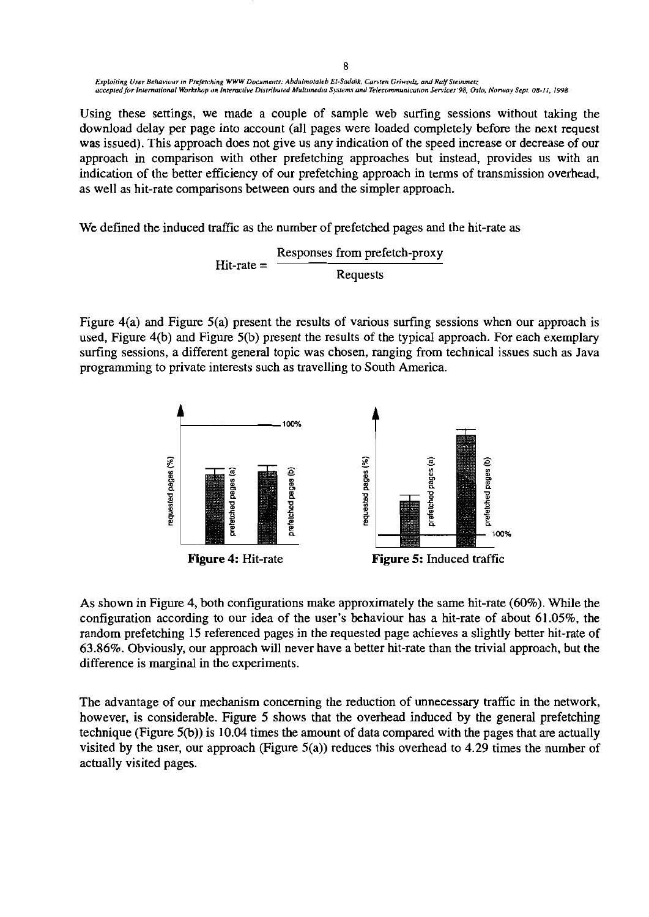Using these settings, we made a couple of sample web surfing sessions without taking the download delay per page into account (all pages were loaded completely before the next request was issued). This approach does not give us any indication of the speed increase or decrease of our approach in comparison with other prefetching approaches but instead, provides us with an indication of the better efficiency of our prefetching approach in terms of transmission overhead, as well as hit-rate comparisons between ours and the simpler approach.

We defined the induced traffic as the number of prefetched pages and the hit-rate as

$$\text{Hit-rate} = \frac{\text{Responses from prefetch-proxy}}{\text{Requests}}$$

Figure 4(a) and Figure 5(a) present the results of various surfing sessions when our approach is used, Figure 4(b) and Figure 5(b) present the results of the typical approach. For each exemplary surfing sessions, a different general topic was chosen, ranging from technical issues such as Java programming to private interests such as travelling to South America.

**Figure 4:** Hit-rate

**Figure 5:** Induced traffic

As shown in Figure 4, both configurations make approximately the same hit-rate (60%). While the configuration according to our idea of the user's behaviour has a hit-rate of about 61.05%, the random prefetching 15 referenced pages in the requested page achieves a slightly better hit-rate of 63.86%. Obviously, our approach will never have a better hit-rate than the trivial approach, but the difference is marginal in the experiments.

The advantage of our mechanism concerning the reduction of unnecessary traffic in the network, however, is considerable. Figure 5 shows that the overhead induced by the general prefetching technique (Figure 5(b)) is 10.04 times the amount of data compared with the pages that are actually visited by the user, our approach (Figure 5(a)) reduces this overhead to 4.29 times the number of actually visited pages.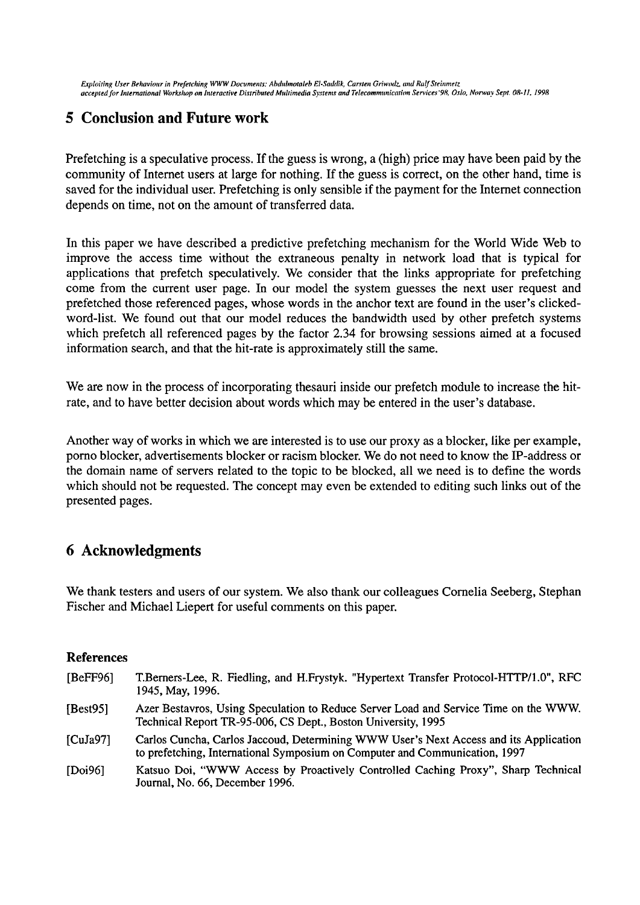## 5 Conclusion and Future work

Prefetching is a speculative process. If the guess is wrong, a (high) price may have been paid by the community of Internet users at large for nothing. If the guess is correct, on the other hand, time is saved for the individual user. Prefetching is only sensible if the payment for the Internet connection depends on time, not on the amount of transferred data.

In this paper we have described a predictive prefetching mechanism for the World Wide Web to improve the access time without the extraneous penalty in network load that is typical for applications that prefetch speculatively. We consider that the links appropriate for prefetching come from the current user page. In our model the system guesses the next user request and prefetched those referenced pages, whose words in the anchor text are found in the user's clicked-word-list. We found out that our model reduces the bandwidth used by other prefetch systems which prefetch all referenced pages by the factor 2.34 for browsing sessions aimed at a focused information search, and that the hit-rate is approximately still the same.

We are now in the process of incorporating thesauri inside our prefetch module to increase the hit-rate, and to have better decision about words which may be entered in the user's database.

Another way of works in which we are interested is to use our proxy as a blocker, like per example, porno blocker, advertisements blocker or racism blocker. We do not need to know the IP-address or the domain name of servers related to the topic to be blocked, all we need is to define the words which should not be requested. The concept may even be extended to editing such links out of the presented pages.

## 6 Acknowledgments

We thank testers and users of our system. We also thank our colleagues Cornelia Seeberg, Stephan Fischer and Michael Liepert for useful comments on this paper.

### References

[BeFF96] T.Berners-Lee, R. Fiedling, and H.Frystyk. "Hypertext Transfer Protocol-HTTP/1.0", RFC 1945, May, 1996.

[Best95] Azer Bestavros, Using Speculation to Reduce Server Load and Service Time on the WWW. Technical Report TR-95-006, CS Dept., Boston University, 1995

[CuJa97] Carlos Cuncha, Carlos Jaccoud, Determining WWW User's Next Access and its Application to prefetching, International Symposium on Computer and Communication, 1997

[Doi96] Katsuo Doi, "WWW Access by Proactively Controlled Caching Proxy", Sharp Technical Journal, No. 66, December 1996.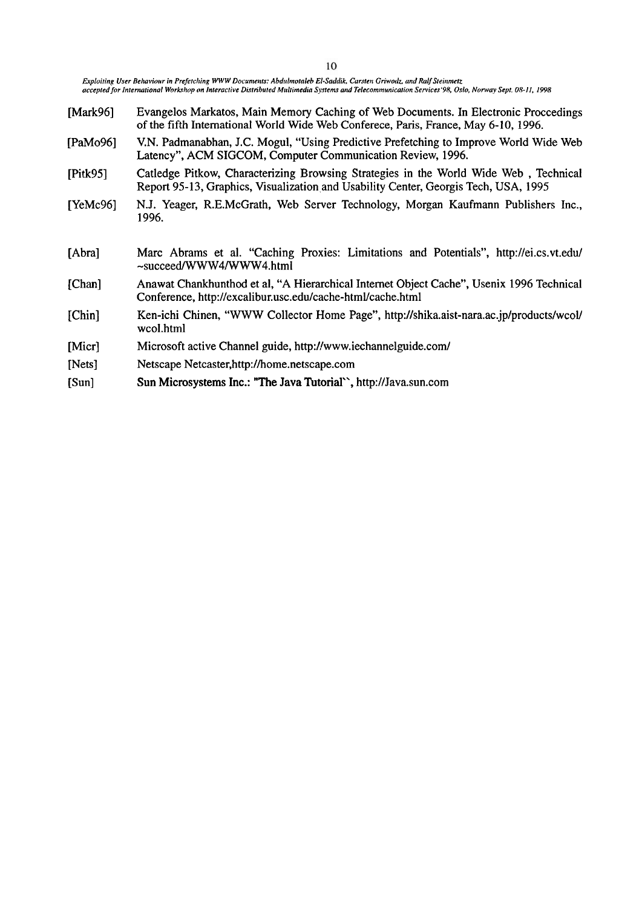[Mark96] Evangelos Markatos, Main Memory Caching of Web Documents. In Electronic Proccedings of the fifth International World Wide Web Conferece, Paris, France, May 6-10, 1996.

[PaMo96] V.N. Padmanabhan, J.C. Mogul, "Using Predictive Prefetching to Improve World Wide Web Latency", ACM SIGCOM, Computer Communication Review, 1996.

[Pitk95] Catledge Pitkow, Characterizing Browsing Strategies in the World Wide Web , Technical Report 95-13, Graphics, Visualization and Usability Center, Georgis Tech, USA, 1995

[YeMc96] N.J. Yeager, R.E.McGrath, Web Server Technology, Morgan Kaufmann Publishers Inc., 1996.

[Abra] Marc Abrams et al. "Caching Proxies: Limitations and Potentials", http://ei.cs.vt.edu/~succeed/WWW4/WWW4.html

[Chan] Anawat Chankhunthod et al, "A Hierarchical Internet Object Cache", Usenix 1996 Technical Conference, http://excalibur.usc.edu/cache-html/cache.html

[Chin] Ken-ichi Chinen, "WWW Collector Home Page", http://shika.aist-nara.ac.jp/products/wcol/wcol.html

[Micr] Microsoft active Channel guide, http://www.iechannelguide.com/

[Nets] Netscape Netcaster,http://home.netscape.com

[Sun] **Sun Microsystems Inc.: "The Java Tutorial``**, http://Java.sun.com